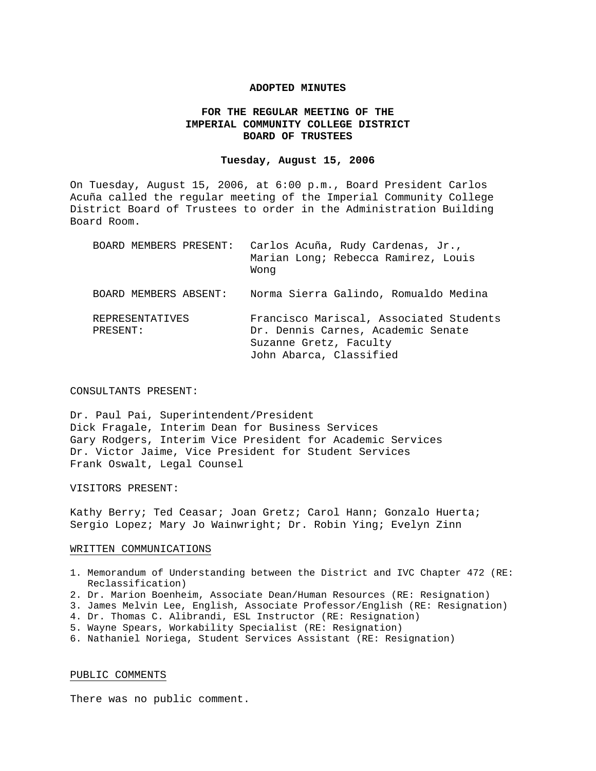# ADOPTED MINUTES

## FOR THE REGULAR MEETING OF THE IMPERIAL COMMUNITY COLLEGE DISTRICT BOARD OF TRUSTEES

**Tuesday, August 15, 2006**

On Tuesday, August 15, 2006, at 6:00 p.m., Board President Carlos Acuña called the regular meeting of the Imperial Community College District Board of Trustees to order in the Administration Building Board Room.

| | |
|---|---|
| BOARD MEMBERS PRESENT: | Carlos Acuña, Rudy Cardenas, Jr., Marian Long; Rebecca Ramirez, Louis Wong |
| BOARD MEMBERS ABSENT: | Norma Sierra Galindo, Romualdo Medina |
| REPRESENTATIVES PRESENT: | Francisco Mariscal, Associated Students<br>Dr. Dennis Carnes, Academic Senate<br>Suzanne Gretz, Faculty<br>John Abarca, Classified |

CONSULTANTS PRESENT:

Dr. Paul Pai, Superintendent/President
Dick Fragale, Interim Dean for Business Services
Gary Rodgers, Interim Vice President for Academic Services
Dr. Victor Jaime, Vice President for Student Services
Frank Oswalt, Legal Counsel

VISITORS PRESENT:

Kathy Berry; Ted Ceasar; Joan Gretz; Carol Hann; Gonzalo Huerta; Sergio Lopez; Mary Jo Wainwright; Dr. Robin Ying; Evelyn Zinn

### WRITTEN COMMUNICATIONS

1. Memorandum of Understanding between the District and IVC Chapter 472 (RE: Reclassification)
2. Dr. Marion Boenheim, Associate Dean/Human Resources (RE: Resignation)
3. James Melvin Lee, English, Associate Professor/English (RE: Resignation)
4. Dr. Thomas C. Alibrandi, ESL Instructor (RE: Resignation)
5. Wayne Spears, Workability Specialist (RE: Resignation)
6. Nathaniel Noriega, Student Services Assistant (RE: Resignation)

### PUBLIC COMMENTS

There was no public comment.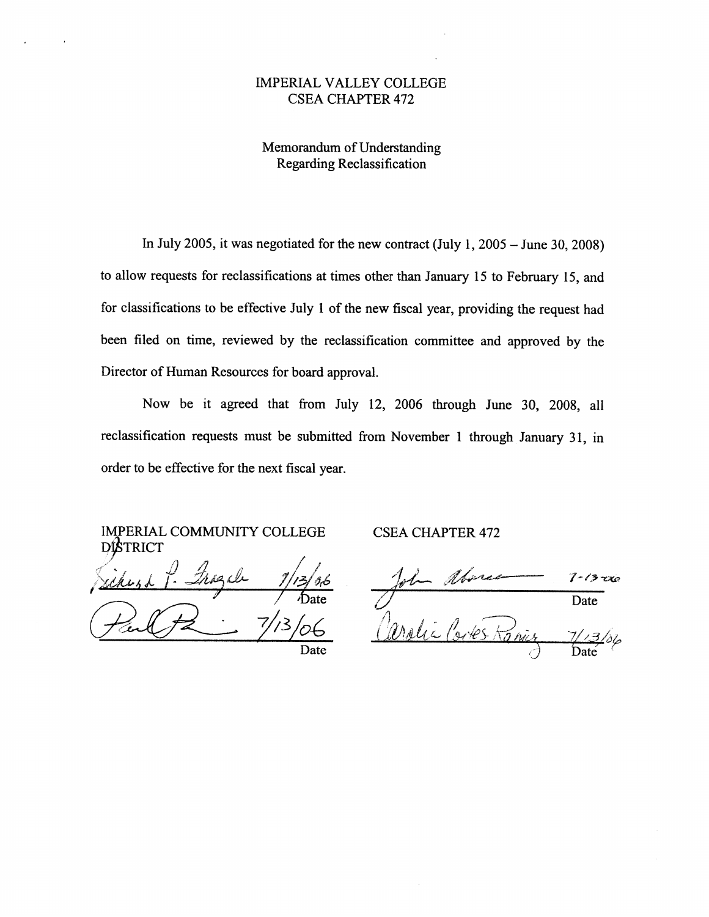# IMPERIAL VALLEY COLLEGE
# CSEA CHAPTER 472

## Memorandum of Understanding Regarding Reclassification

In July 2005, it was negotiated for the new contract (July 1, 2005 – June 30, 2008) to allow requests for reclassifications at times other than January 15 to February 15, and for classifications to be effective July 1 of the new fiscal year, providing the request had been filed on time, reviewed by the reclassification committee and approved by the Director of Human Resources for board approval.

Now be it agreed that from July 12, 2006 through June 30, 2008, all reclassification requests must be submitted from November 1 through January 31, in order to be effective for the next fiscal year.

| IMPERIAL COMMUNITY COLLEGE DISTRICT | | CSEA CHAPTER 472 | |
|---|---|---|---|
| Richard P. Fragale | 7/13/06 | John Abarca | 7-13-06 |
| | Date | | Date |
| Paul Pai | 7/13/06 | Carolia Cortes Ramirez | 7/13/06 |
| | Date | | Date |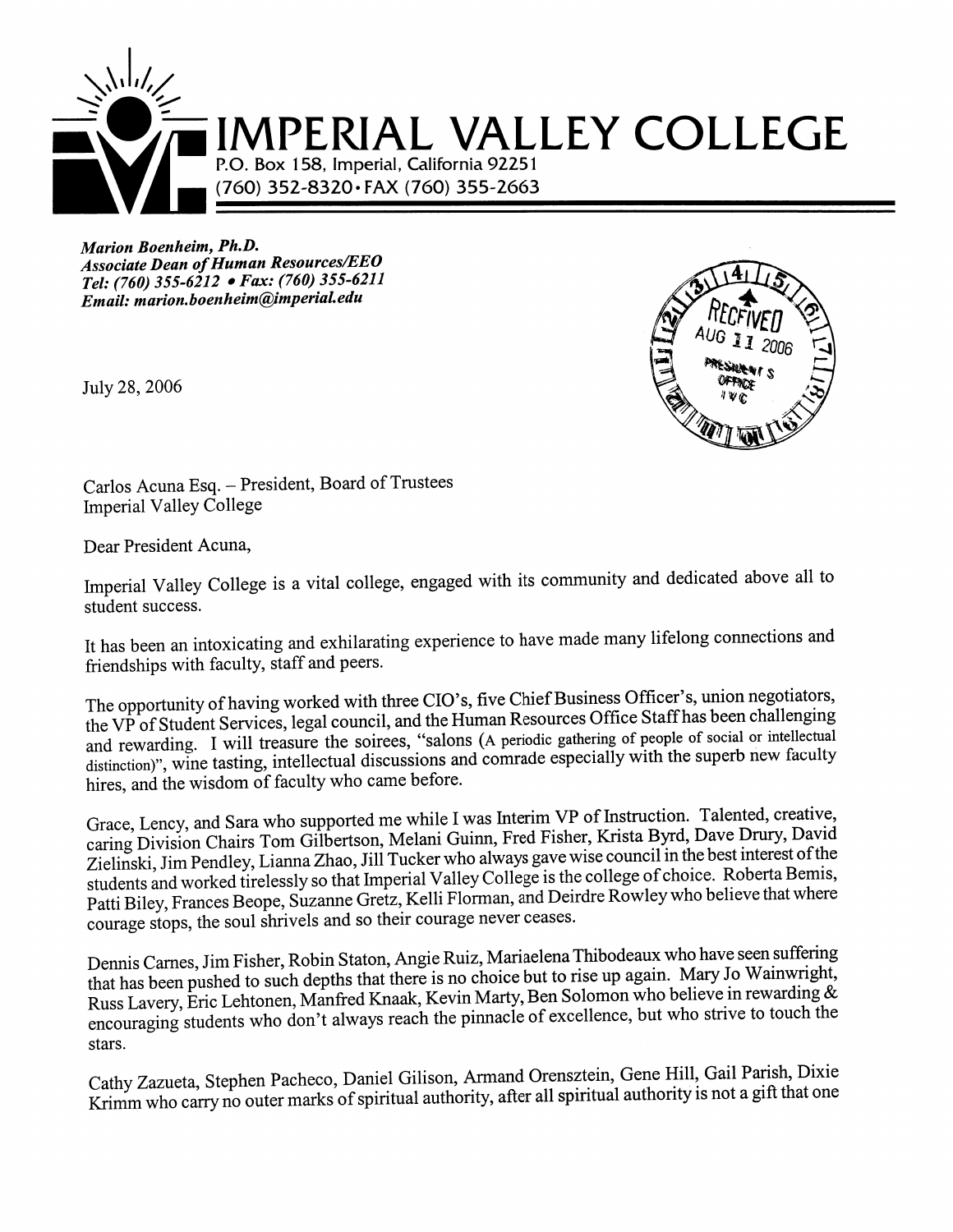# IMPERIAL VALLEY COLLEGE

P.O. Box 158, Imperial, California 92251
(760) 352-8320 • FAX (760) 355-2663

***Marion Boenheim, Ph.D.***
***Associate Dean of Human Resources/EEO***
***Tel: (760) 355-6212 • Fax: (760) 355-6211***
***Email: marion.boenheim@imperial.edu***

RECEIVED
AUG 11 2006
PRESIDENT'S OFFICE IVC

July 28, 2006

Carlos Acuna Esq. – President, Board of Trustees
Imperial Valley College

Dear President Acuna,

Imperial Valley College is a vital college, engaged with its community and dedicated above all to student success.

It has been an intoxicating and exhilarating experience to have made many lifelong connections and friendships with faculty, staff and peers.

The opportunity of having worked with three CIO's, five Chief Business Officer's, union negotiators, the VP of Student Services, legal council, and the Human Resources Office Staff has been challenging and rewarding. I will treasure the soirees, "salons (A periodic gathering of people of social or intellectual distinction)", wine tasting, intellectual discussions and comrade especially with the superb new faculty hires, and the wisdom of faculty who came before.

Grace, Lency, and Sara who supported me while I was Interim VP of Instruction. Talented, creative, caring Division Chairs Tom Gilbertson, Melani Guinn, Fred Fisher, Krista Byrd, Dave Drury, David Zielinski, Jim Pendley, Lianna Zhao, Jill Tucker who always gave wise council in the best interest of the students and worked tirelessly so that Imperial Valley College is the college of choice. Roberta Bemis, Patti Biley, Frances Beope, Suzanne Gretz, Kelli Florman, and Deirdre Rowley who believe that where courage stops, the soul shrivels and so their courage never ceases.

Dennis Carnes, Jim Fisher, Robin Staton, Angie Ruiz, Mariaelena Thibodeaux who have seen suffering that has been pushed to such depths that there is no choice but to rise up again. Mary Jo Wainwright, Russ Lavery, Eric Lehtonen, Manfred Knaak, Kevin Marty, Ben Solomon who believe in rewarding & encouraging students who don't always reach the pinnacle of excellence, but who strive to touch the stars.

Cathy Zazueta, Stephen Pacheco, Daniel Gilison, Armand Orensztein, Gene Hill, Gail Parish, Dixie Krimm who carry no outer marks of spiritual authority, after all spiritual authority is not a gift that one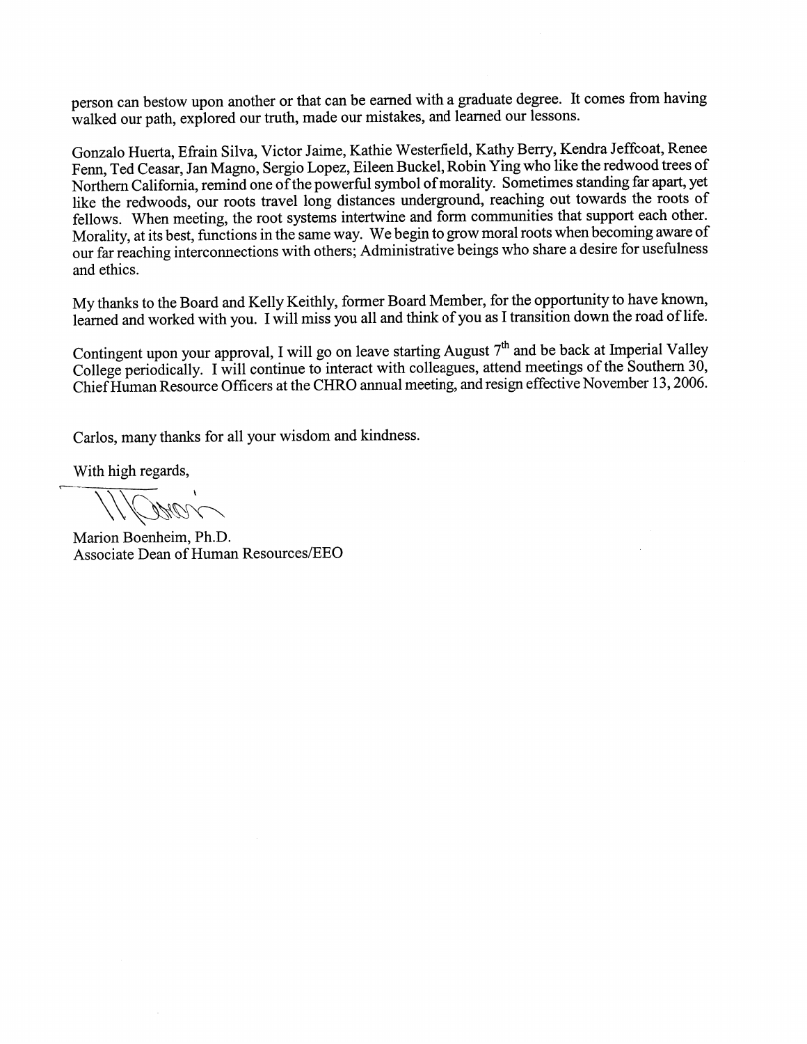person can bestow upon another or that can be earned with a graduate degree. It comes from having walked our path, explored our truth, made our mistakes, and learned our lessons.

Gonzalo Huerta, Efrain Silva, Victor Jaime, Kathie Westerfield, Kathy Berry, Kendra Jeffcoat, Renee Fenn, Ted Ceasar, Jan Magno, Sergio Lopez, Eileen Buckel, Robin Ying who like the redwood trees of Northern California, remind one of the powerful symbol of morality. Sometimes standing far apart, yet like the redwoods, our roots travel long distances underground, reaching out towards the roots of fellows. When meeting, the root systems intertwine and form communities that support each other. Morality, at its best, functions in the same way. We begin to grow moral roots when becoming aware of our far reaching interconnections with others; Administrative beings who share a desire for usefulness and ethics.

My thanks to the Board and Kelly Keithly, former Board Member, for the opportunity to have known, learned and worked with you. I will miss you all and think of you as I transition down the road of life.

Contingent upon your approval, I will go on leave starting August 7th and be back at Imperial Valley College periodically. I will continue to interact with colleagues, attend meetings of the Southern 30, Chief Human Resource Officers at the CHRO annual meeting, and resign effective November 13, 2006.

Carlos, many thanks for all your wisdom and kindness.

With high regards,

Marion Boenheim, Ph.D.
Associate Dean of Human Resources/EEO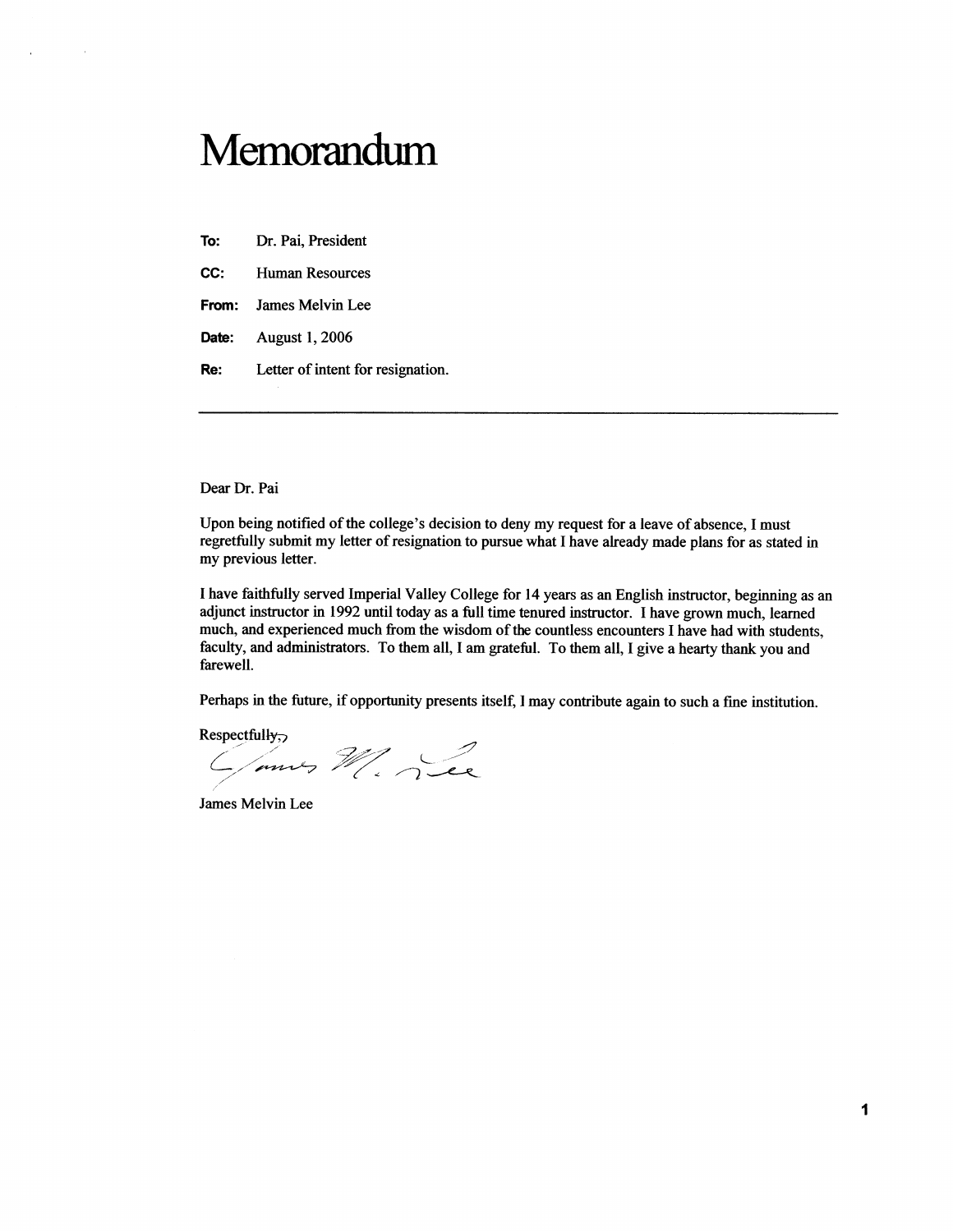# Memorandum

**To:** Dr. Pai, President

**CC:** Human Resources

**From:** James Melvin Lee

**Date:** August 1, 2006

**Re:** Letter of intent for resignation.

---

Dear Dr. Pai

Upon being notified of the college's decision to deny my request for a leave of absence, I must regretfully submit my letter of resignation to pursue what I have already made plans for as stated in my previous letter.

I have faithfully served Imperial Valley College for 14 years as an English instructor, beginning as an adjunct instructor in 1992 until today as a full time tenured instructor. I have grown much, learned much, and experienced much from the wisdom of the countless encounters I have had with students, faculty, and administrators. To them all, I am grateful. To them all, I give a hearty thank you and farewell.

Perhaps in the future, if opportunity presents itself, I may contribute again to such a fine institution.

Respectfully,

James M. Lee

James Melvin Lee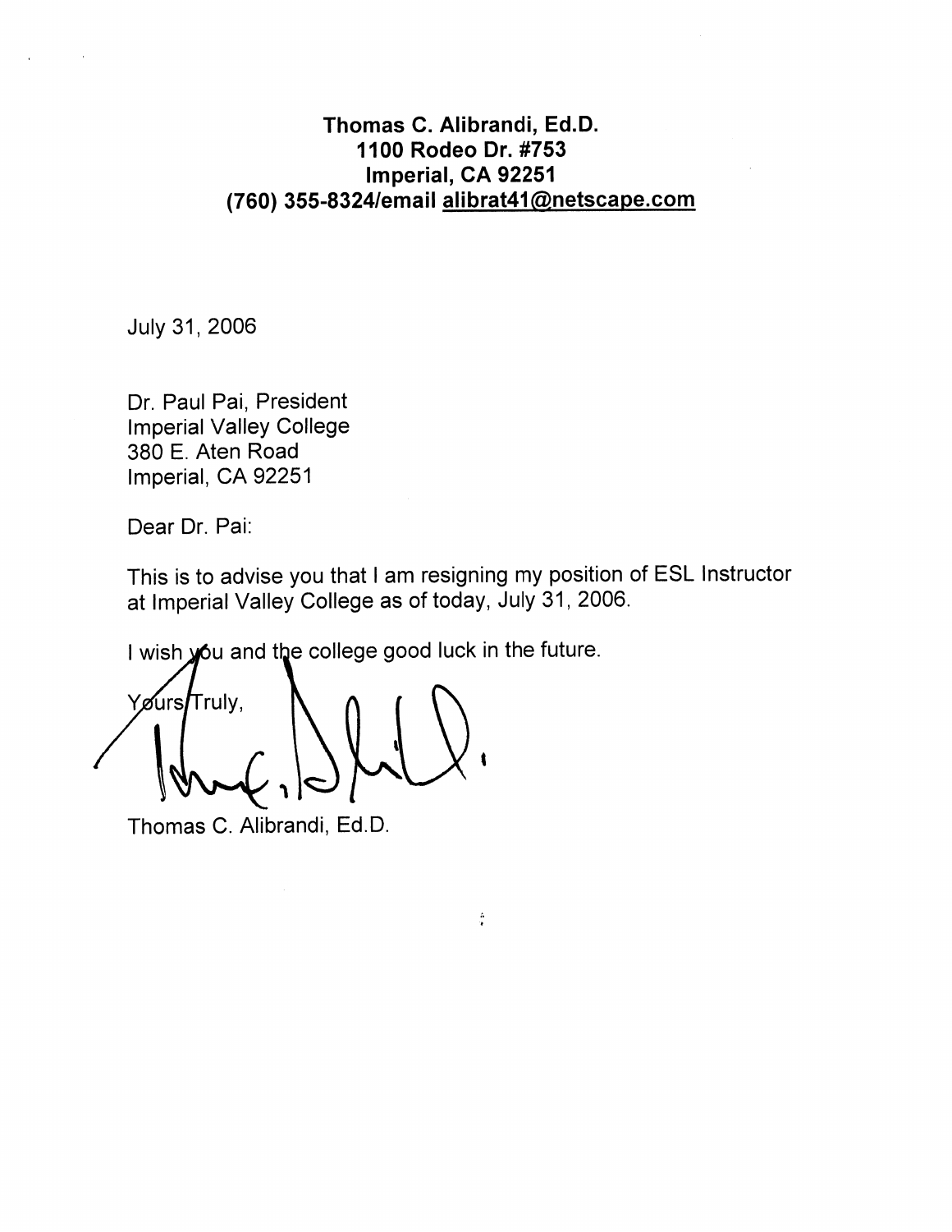**Thomas C. Alibrandi, Ed.D.**
**1100 Rodeo Dr. #753**
**Imperial, CA 92251**
**(760) 355-8324/email alibrat41@netscape.com**

July 31, 2006

Dr. Paul Pai, President
Imperial Valley College
380 E. Aten Road
Imperial, CA 92251

Dear Dr. Pai:

This is to advise you that I am resigning my position of ESL Instructor at Imperial Valley College as of today, July 31, 2006.

I wish you and the college good luck in the future.

Yours Truly,

Thomas C. Alibrandi, Ed.D.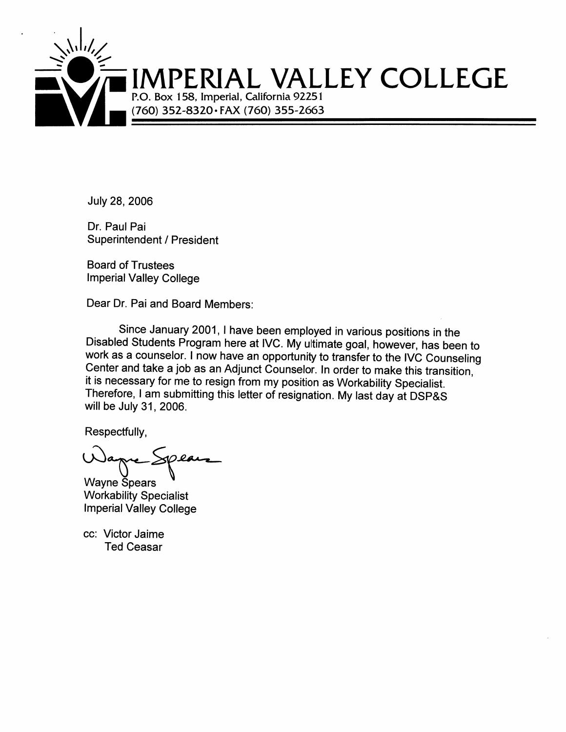# IMPERIAL VALLEY COLLEGE

P.O. Box 158, Imperial, California 92251
(760) 352-8320 • FAX (760) 355-2663

July 28, 2006

Dr. Paul Pai
Superintendent / President

Board of Trustees
Imperial Valley College

Dear Dr. Pai and Board Members:

Since January 2001, I have been employed in various positions in the Disabled Students Program here at IVC. My ultimate goal, however, has been to work as a counselor. I now have an opportunity to transfer to the IVC Counseling Center and take a job as an Adjunct Counselor. In order to make this transition, it is necessary for me to resign from my position as Workability Specialist. Therefore, I am submitting this letter of resignation. My last day at DSP&S will be July 31, 2006.

Respectfully,

Wayne Spears
Workability Specialist
Imperial Valley College

cc: Victor Jaime
Ted Ceasar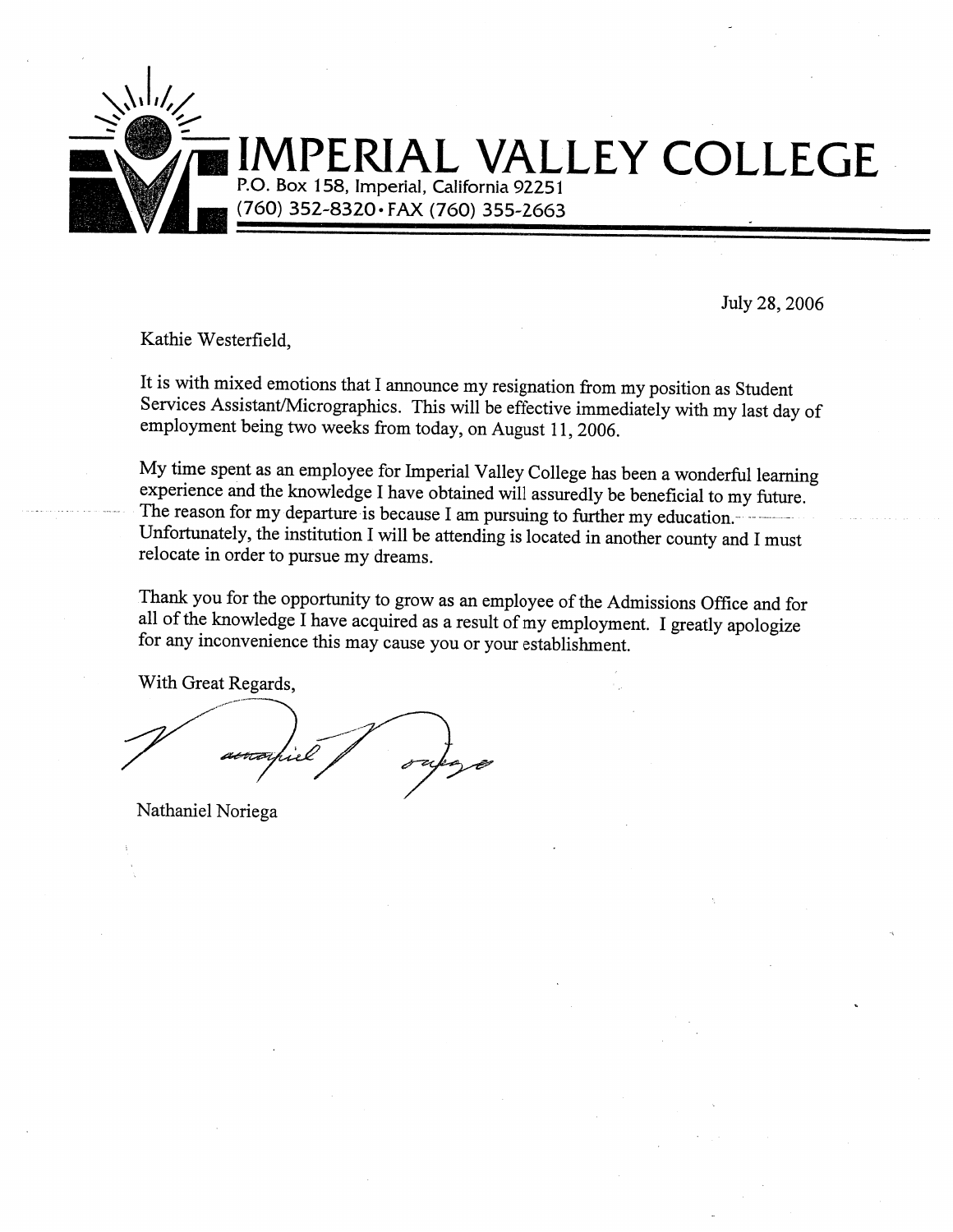# IMPERIAL VALLEY COLLEGE

P.O. Box 158, Imperial, California 92251
(760) 352-8320 • FAX (760) 355-2663

July 28, 2006

Kathie Westerfield,

It is with mixed emotions that I announce my resignation from my position as Student Services Assistant/Micrographics. This will be effective immediately with my last day of employment being two weeks from today, on August 11, 2006.

My time spent as an employee for Imperial Valley College has been a wonderful learning experience and the knowledge I have obtained will assuredly be beneficial to my future. The reason for my departure is because I am pursuing to further my education. Unfortunately, the institution I will be attending is located in another county and I must relocate in order to pursue my dreams.

Thank you for the opportunity to grow as an employee of the Admissions Office and for all of the knowledge I have acquired as a result of my employment. I greatly apologize for any inconvenience this may cause you or your establishment.

With Great Regards,

Nathaniel Noriega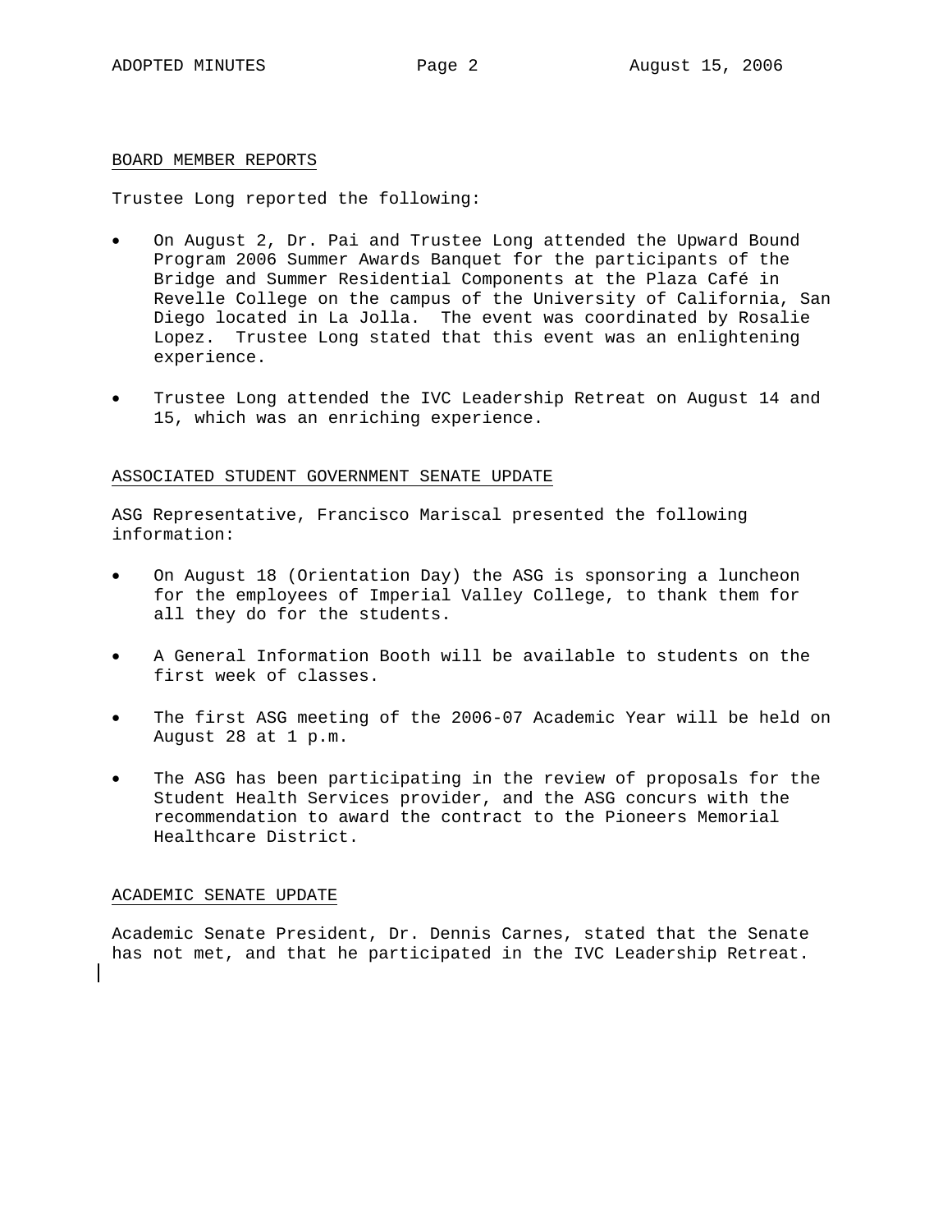## BOARD MEMBER REPORTS

Trustee Long reported the following:

- On August 2, Dr. Pai and Trustee Long attended the Upward Bound Program 2006 Summer Awards Banquet for the participants of the Bridge and Summer Residential Components at the Plaza Café in Revelle College on the campus of the University of California, San Diego located in La Jolla. The event was coordinated by Rosalie Lopez. Trustee Long stated that this event was an enlightening experience.
- Trustee Long attended the IVC Leadership Retreat on August 14 and 15, which was an enriching experience.

## ASSOCIATED STUDENT GOVERNMENT SENATE UPDATE

ASG Representative, Francisco Mariscal presented the following information:

- On August 18 (Orientation Day) the ASG is sponsoring a luncheon for the employees of Imperial Valley College, to thank them for all they do for the students.
- A General Information Booth will be available to students on the first week of classes.
- The first ASG meeting of the 2006-07 Academic Year will be held on August 28 at 1 p.m.
- The ASG has been participating in the review of proposals for the Student Health Services provider, and the ASG concurs with the recommendation to award the contract to the Pioneers Memorial Healthcare District.

## ACADEMIC SENATE UPDATE

Academic Senate President, Dr. Dennis Carnes, stated that the Senate has not met, and that he participated in the IVC Leadership Retreat.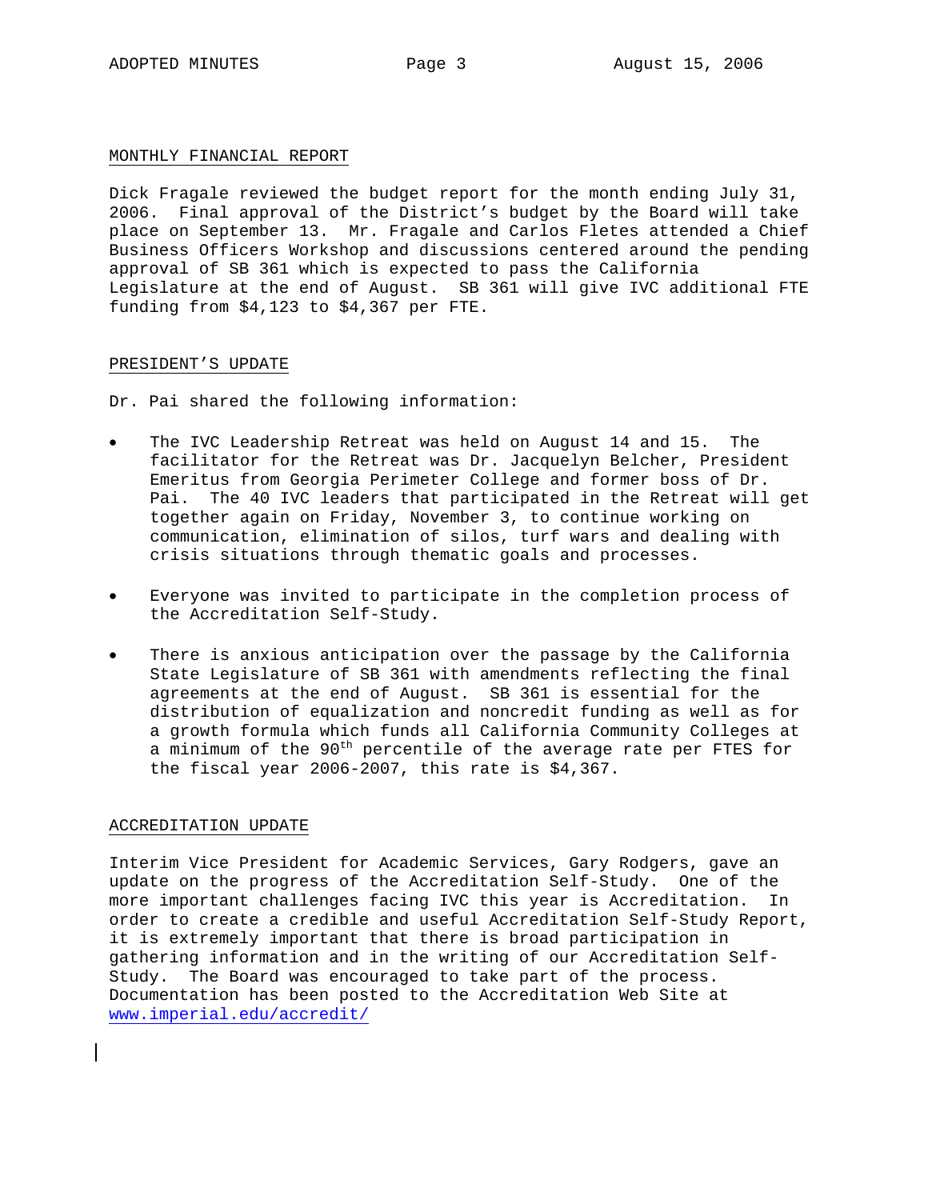## MONTHLY FINANCIAL REPORT

Dick Fragale reviewed the budget report for the month ending July 31, 2006. Final approval of the District's budget by the Board will take place on September 13. Mr. Fragale and Carlos Fletes attended a Chief Business Officers Workshop and discussions centered around the pending approval of SB 361 which is expected to pass the California Legislature at the end of August. SB 361 will give IVC additional FTE funding from $4,123 to $4,367 per FTE.

## PRESIDENT'S UPDATE

Dr. Pai shared the following information:

- The IVC Leadership Retreat was held on August 14 and 15. The facilitator for the Retreat was Dr. Jacquelyn Belcher, President Emeritus from Georgia Perimeter College and former boss of Dr. Pai. The 40 IVC leaders that participated in the Retreat will get together again on Friday, November 3, to continue working on communication, elimination of silos, turf wars and dealing with crisis situations through thematic goals and processes.

- Everyone was invited to participate in the completion process of the Accreditation Self-Study.

- There is anxious anticipation over the passage by the California State Legislature of SB 361 with amendments reflecting the final agreements at the end of August. SB 361 is essential for the distribution of equalization and noncredit funding as well as for a growth formula which funds all California Community Colleges at a minimum of the 90th percentile of the average rate per FTES for the fiscal year 2006-2007, this rate is $4,367.

## ACCREDITATION UPDATE

Interim Vice President for Academic Services, Gary Rodgers, gave an update on the progress of the Accreditation Self-Study. One of the more important challenges facing IVC this year is Accreditation. In order to create a credible and useful Accreditation Self-Study Report, it is extremely important that there is broad participation in gathering information and in the writing of our Accreditation Self-Study. The Board was encouraged to take part of the process. Documentation has been posted to the Accreditation Web Site at www.imperial.edu/accredit/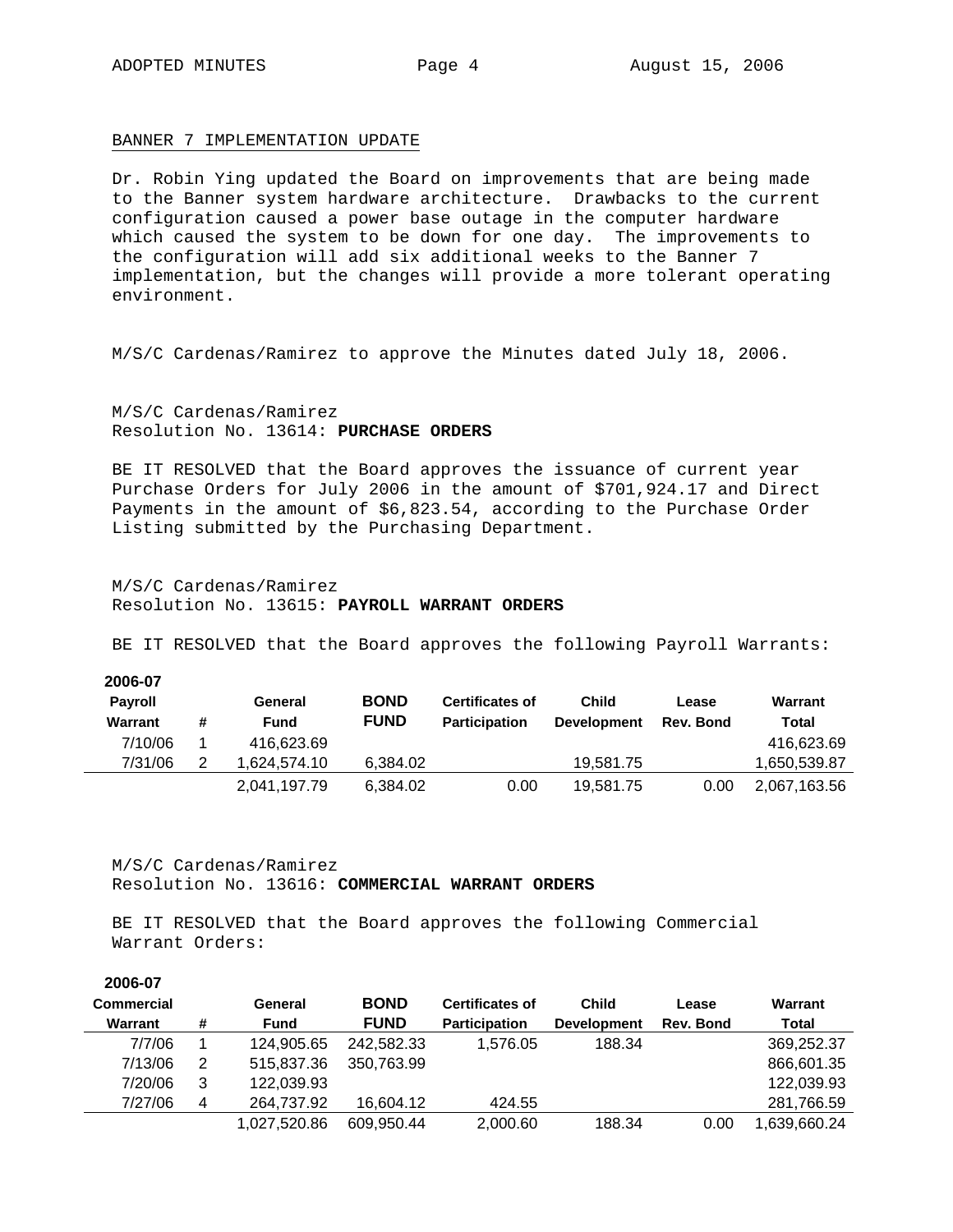## BANNER 7 IMPLEMENTATION UPDATE

Dr. Robin Ying updated the Board on improvements that are being made to the Banner system hardware architecture. Drawbacks to the current configuration caused a power base outage in the computer hardware which caused the system to be down for one day. The improvements to the configuration will add six additional weeks to the Banner 7 implementation, but the changes will provide a more tolerant operating environment.

M/S/C Cardenas/Ramirez to approve the Minutes dated July 18, 2006.

M/S/C Cardenas/Ramirez
Resolution No. 13614: **PURCHASE ORDERS**

BE IT RESOLVED that the Board approves the issuance of current year Purchase Orders for July 2006 in the amount of $701,924.17 and Direct Payments in the amount of $6,823.54, according to the Purchase Order Listing submitted by the Purchasing Department.

M/S/C Cardenas/Ramirez
Resolution No. 13615: **PAYROLL WARRANT ORDERS**

BE IT RESOLVED that the Board approves the following Payroll Warrants:

| 2006-07 Payroll Warrant | # | General Fund | BOND FUND | Certificates of Participation | Child Development | Lease Rev. Bond | Warrant Total |
|---|---|---|---|---|---|---|---|
| 7/10/06 | 1 | 416,623.69 | | | | | 416,623.69 |
| 7/31/06 | 2 | 1,624,574.10 | 6,384.02 | | 19,581.75 | | 1,650,539.87 |
| | | 2,041,197.79 | 6,384.02 | 0.00 | 19,581.75 | 0.00 | 2,067,163.56 |

M/S/C Cardenas/Ramirez
Resolution No. 13616: **COMMERCIAL WARRANT ORDERS**

BE IT RESOLVED that the Board approves the following Commercial Warrant Orders:

| 2006-07 Commercial Warrant | # | General Fund | BOND FUND | Certificates of Participation | Child Development | Lease Rev. Bond | Warrant Total |
|---|---|---|---|---|---|---|---|
| 7/7/06 | 1 | 124,905.65 | 242,582.33 | 1,576.05 | 188.34 | | 369,252.37 |
| 7/13/06 | 2 | 515,837.36 | 350,763.99 | | | | 866,601.35 |
| 7/20/06 | 3 | 122,039.93 | | | | | 122,039.93 |
| 7/27/06 | 4 | 264,737.92 | 16,604.12 | 424.55 | | | 281,766.59 |
| | | 1,027,520.86 | 609,950.44 | 2,000.60 | 188.34 | 0.00 | 1,639,660.24 |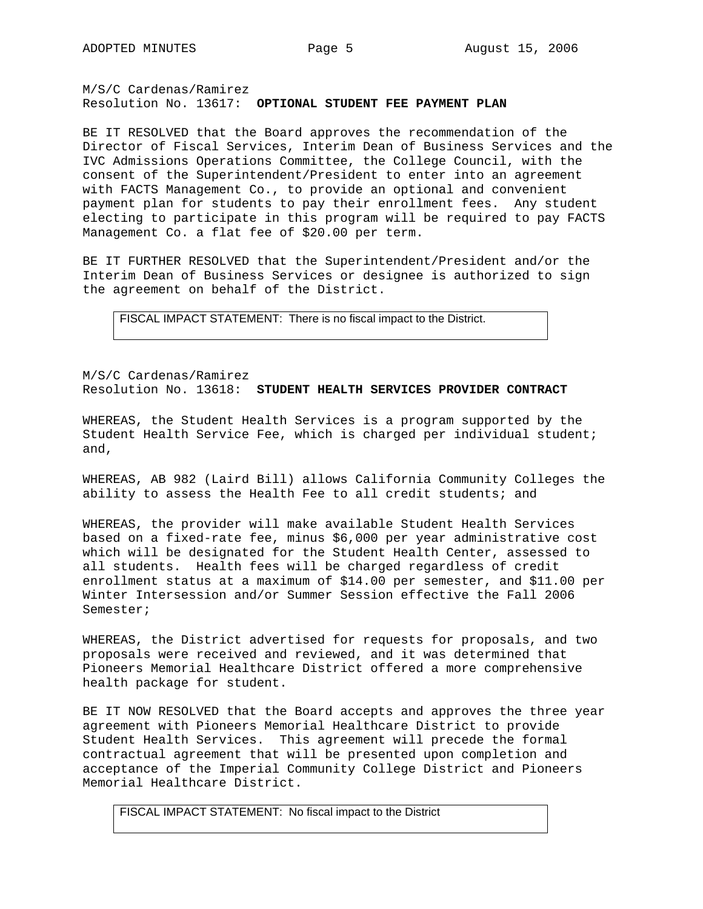M/S/C Cardenas/Ramirez
Resolution No. 13617: **OPTIONAL STUDENT FEE PAYMENT PLAN**

BE IT RESOLVED that the Board approves the recommendation of the Director of Fiscal Services, Interim Dean of Business Services and the IVC Admissions Operations Committee, the College Council, with the consent of the Superintendent/President to enter into an agreement with FACTS Management Co., to provide an optional and convenient payment plan for students to pay their enrollment fees. Any student electing to participate in this program will be required to pay FACTS Management Co. a flat fee of $20.00 per term.

BE IT FURTHER RESOLVED that the Superintendent/President and/or the Interim Dean of Business Services or designee is authorized to sign the agreement on behalf of the District.

| FISCAL IMPACT STATEMENT: There is no fiscal impact to the District. |
|---|

M/S/C Cardenas/Ramirez
Resolution No. 13618: **STUDENT HEALTH SERVICES PROVIDER CONTRACT**

WHEREAS, the Student Health Services is a program supported by the Student Health Service Fee, which is charged per individual student; and,

WHEREAS, AB 982 (Laird Bill) allows California Community Colleges the ability to assess the Health Fee to all credit students; and

WHEREAS, the provider will make available Student Health Services based on a fixed-rate fee, minus $6,000 per year administrative cost which will be designated for the Student Health Center, assessed to all students. Health fees will be charged regardless of credit enrollment status at a maximum of $14.00 per semester, and $11.00 per Winter Intersession and/or Summer Session effective the Fall 2006 Semester;

WHEREAS, the District advertised for requests for proposals, and two proposals were received and reviewed, and it was determined that Pioneers Memorial Healthcare District offered a more comprehensive health package for student.

BE IT NOW RESOLVED that the Board accepts and approves the three year agreement with Pioneers Memorial Healthcare District to provide Student Health Services. This agreement will precede the formal contractual agreement that will be presented upon completion and acceptance of the Imperial Community College District and Pioneers Memorial Healthcare District.

| FISCAL IMPACT STATEMENT: No fiscal impact to the District |
|---|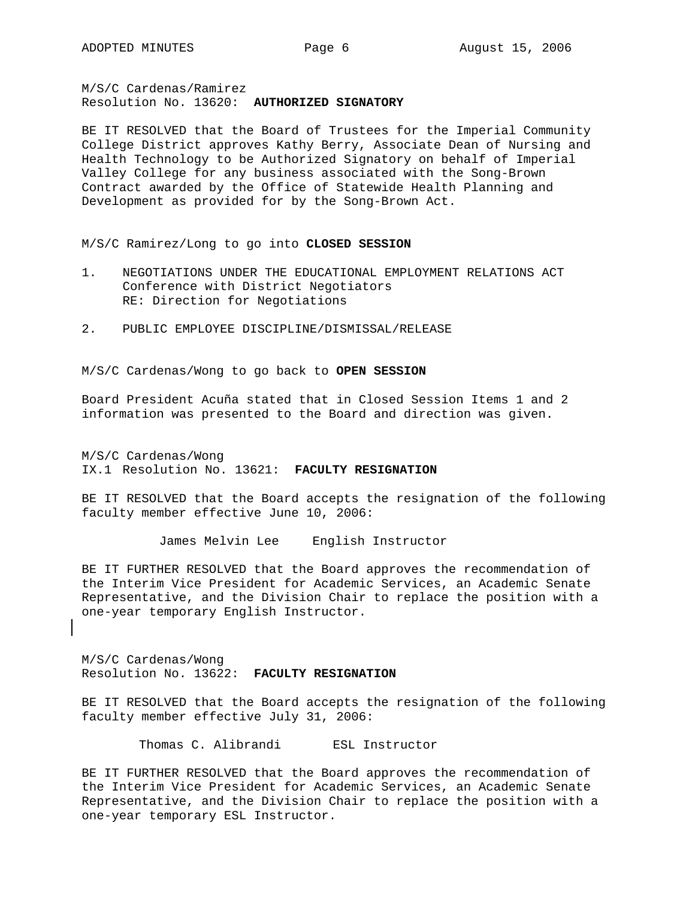M/S/C Cardenas/Ramirez
Resolution No. 13620: **AUTHORIZED SIGNATORY**

BE IT RESOLVED that the Board of Trustees for the Imperial Community College District approves Kathy Berry, Associate Dean of Nursing and Health Technology to be Authorized Signatory on behalf of Imperial Valley College for any business associated with the Song-Brown Contract awarded by the Office of Statewide Health Planning and Development as provided for by the Song-Brown Act.

M/S/C Ramirez/Long to go into **CLOSED SESSION**

1. NEGOTIATIONS UNDER THE EDUCATIONAL EMPLOYMENT RELATIONS ACT
   Conference with District Negotiators
   RE: Direction for Negotiations

2. PUBLIC EMPLOYEE DISCIPLINE/DISMISSAL/RELEASE

M/S/C Cardenas/Wong to go back to **OPEN SESSION**

Board President Acuña stated that in Closed Session Items 1 and 2 information was presented to the Board and direction was given.

M/S/C Cardenas/Wong
IX.1 Resolution No. 13621: **FACULTY RESIGNATION**

BE IT RESOLVED that the Board accepts the resignation of the following faculty member effective June 10, 2006:

James Melvin Lee    English Instructor

BE IT FURTHER RESOLVED that the Board approves the recommendation of the Interim Vice President for Academic Services, an Academic Senate Representative, and the Division Chair to replace the position with a one-year temporary English Instructor.

M/S/C Cardenas/Wong
Resolution No. 13622: **FACULTY RESIGNATION**

BE IT RESOLVED that the Board accepts the resignation of the following faculty member effective July 31, 2006:

Thomas C. Alibrandi    ESL Instructor

BE IT FURTHER RESOLVED that the Board approves the recommendation of the Interim Vice President for Academic Services, an Academic Senate Representative, and the Division Chair to replace the position with a one-year temporary ESL Instructor.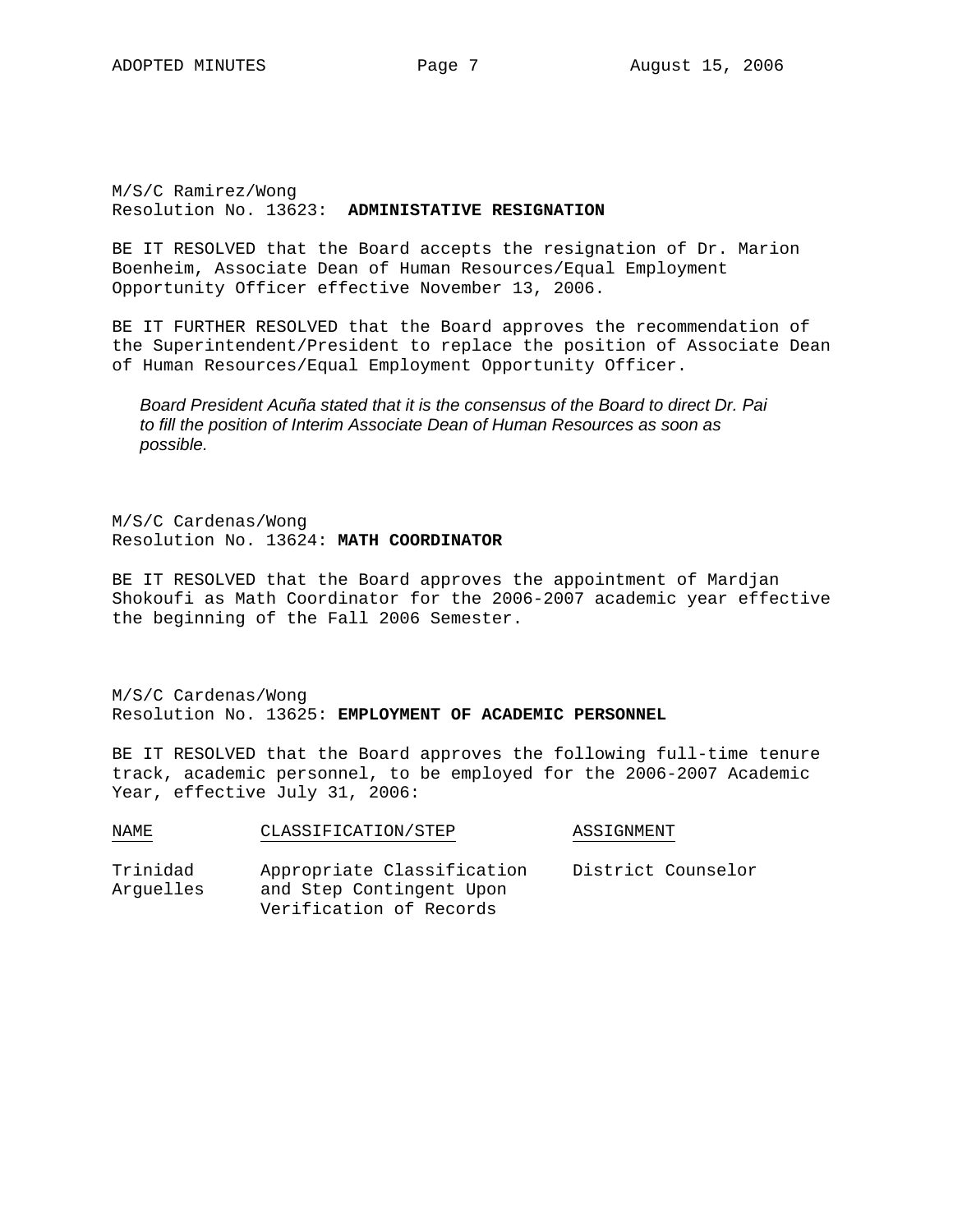M/S/C Ramirez/Wong
Resolution No. 13623: **ADMINISTATIVE RESIGNATION**

BE IT RESOLVED that the Board accepts the resignation of Dr. Marion Boenheim, Associate Dean of Human Resources/Equal Employment Opportunity Officer effective November 13, 2006.

BE IT FURTHER RESOLVED that the Board approves the recommendation of the Superintendent/President to replace the position of Associate Dean of Human Resources/Equal Employment Opportunity Officer.

*Board President Acuña stated that it is the consensus of the Board to direct Dr. Pai to fill the position of Interim Associate Dean of Human Resources as soon as possible.*

M/S/C Cardenas/Wong
Resolution No. 13624: **MATH COORDINATOR**

BE IT RESOLVED that the Board approves the appointment of Mardjan Shokoufi as Math Coordinator for the 2006-2007 academic year effective the beginning of the Fall 2006 Semester.

M/S/C Cardenas/Wong
Resolution No. 13625: **EMPLOYMENT OF ACADEMIC PERSONNEL**

BE IT RESOLVED that the Board approves the following full-time tenure track, academic personnel, to be employed for the 2006-2007 Academic Year, effective July 31, 2006:

| NAME | CLASSIFICATION/STEP | ASSIGNMENT |
|---|---|---|
| Trinidad Arguelles | Appropriate Classification and Step Contingent Upon Verification of Records | District Counselor |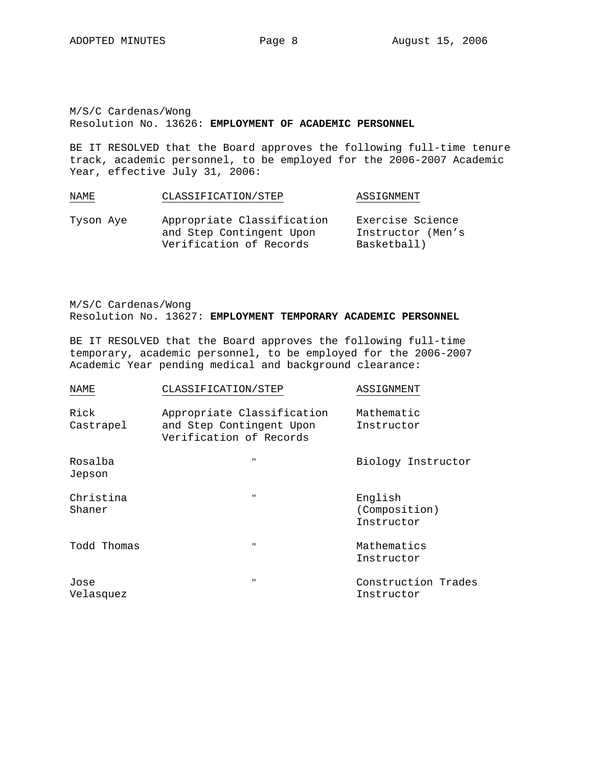M/S/C Cardenas/Wong
Resolution No. 13626: **EMPLOYMENT OF ACADEMIC PERSONNEL**

BE IT RESOLVED that the Board approves the following full-time tenure track, academic personnel, to be employed for the 2006-2007 Academic Year, effective July 31, 2006:

| NAME | CLASSIFICATION/STEP | ASSIGNMENT |
|---|---|---|
| Tyson Aye | Appropriate Classification and Step Contingent Upon Verification of Records | Exercise Science Instructor (Men's Basketball) |

M/S/C Cardenas/Wong
Resolution No. 13627: **EMPLOYMENT TEMPORARY ACADEMIC PERSONNEL**

BE IT RESOLVED that the Board approves the following full-time temporary, academic personnel, to be employed for the 2006-2007 Academic Year pending medical and background clearance:

| NAME | CLASSIFICATION/STEP | ASSIGNMENT |
|---|---|---|
| Rick Castrapel | Appropriate Classification and Step Contingent Upon Verification of Records | Mathematic Instructor |
| Rosalba Jepson | " | Biology Instructor |
| Christina Shaner | " | English (Composition) Instructor |
| Todd Thomas | " | Mathematics Instructor |
| Jose Velasquez | " | Construction Trades Instructor |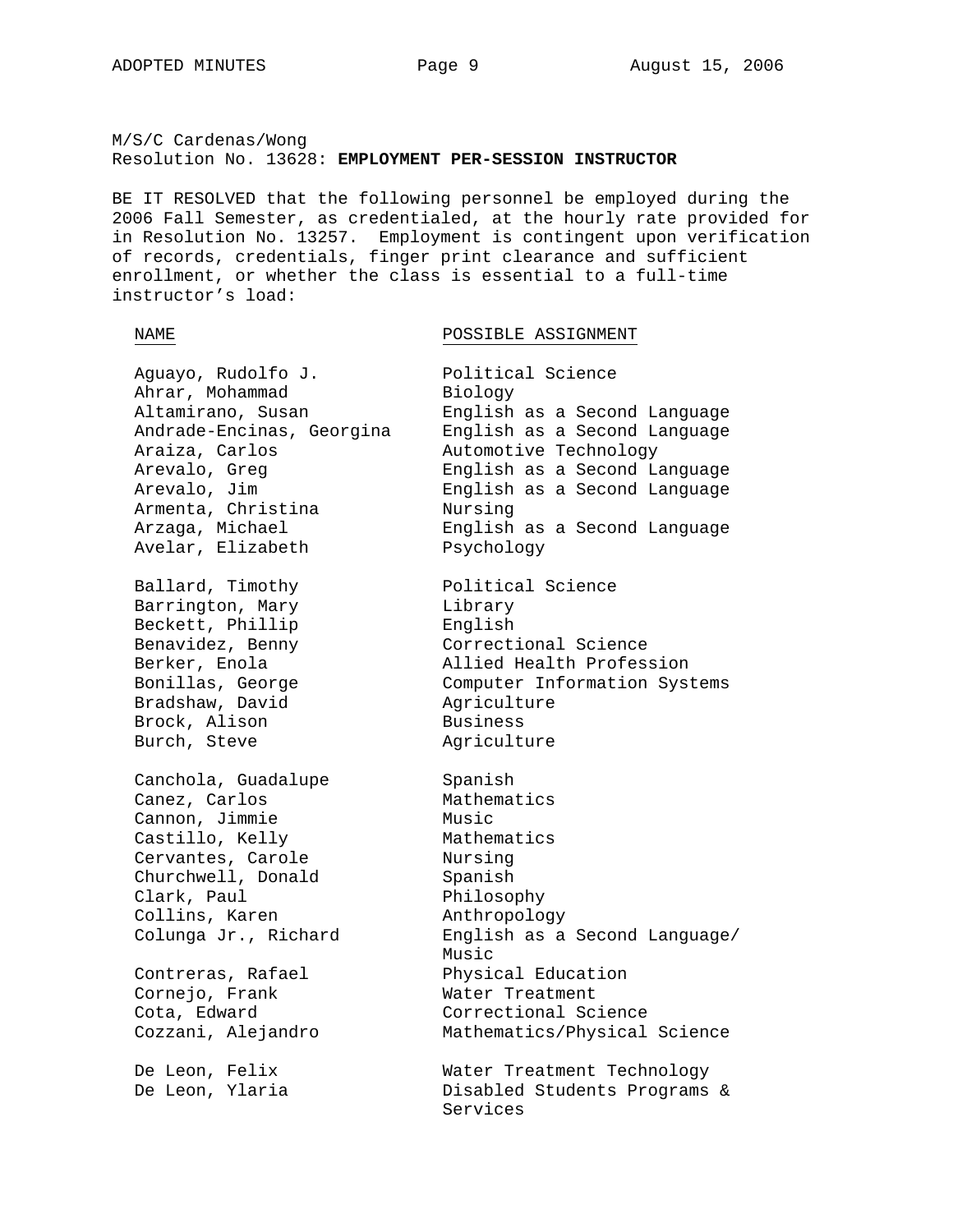M/S/C Cardenas/Wong
Resolution No. 13628: **EMPLOYMENT PER-SESSION INSTRUCTOR**

BE IT RESOLVED that the following personnel be employed during the 2006 Fall Semester, as credentialed, at the hourly rate provided for in Resolution No. 13257. Employment is contingent upon verification of records, credentials, finger print clearance and sufficient enrollment, or whether the class is essential to a full-time instructor's load:

| NAME | POSSIBLE ASSIGNMENT |
|---|---|
| Aguayo, Rudolfo J. | Political Science |
| Ahrar, Mohammad | Biology |
| Altamirano, Susan | English as a Second Language |
| Andrade-Encinas, Georgina | English as a Second Language |
| Araiza, Carlos | Automotive Technology |
| Arevalo, Greg | English as a Second Language |
| Arevalo, Jim | English as a Second Language |
| Armenta, Christina | Nursing |
| Arzaga, Michael | English as a Second Language |
| Avelar, Elizabeth | Psychology |
| Ballard, Timothy | Political Science |
| Barrington, Mary | Library |
| Beckett, Phillip | English |
| Benavidez, Benny | Correctional Science |
| Berker, Enola | Allied Health Profession |
| Bonillas, George | Computer Information Systems |
| Bradshaw, David | Agriculture |
| Brock, Alison | Business |
| Burch, Steve | Agriculture |
| Canchola, Guadalupe | Spanish |
| Canez, Carlos | Mathematics |
| Cannon, Jimmie | Music |
| Castillo, Kelly | Mathematics |
| Cervantes, Carole | Nursing |
| Churchwell, Donald | Spanish |
| Clark, Paul | Philosophy |
| Collins, Karen | Anthropology |
| Colunga Jr., Richard | English as a Second Language/ Music |
| Contreras, Rafael | Physical Education |
| Cornejo, Frank | Water Treatment |
| Cota, Edward | Correctional Science |
| Cozzani, Alejandro | Mathematics/Physical Science |
| De Leon, Felix | Water Treatment Technology |
| De Leon, Ylaria | Disabled Students Programs & Services |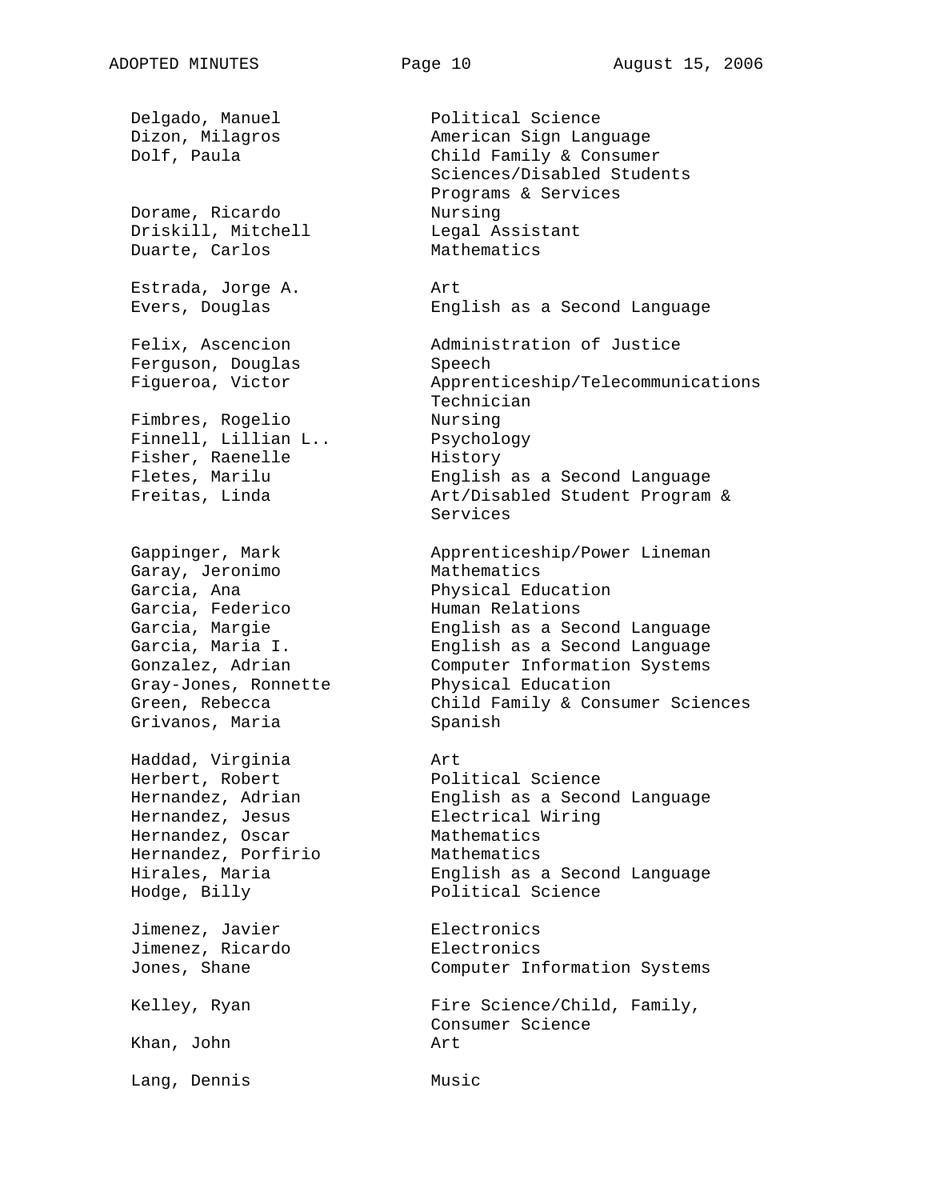| | |
|---|---|
| Delgado, Manuel | Political Science |
| Dizon, Milagros | American Sign Language |
| Dolf, Paula | Child Family & Consumer Sciences/Disabled Students Programs & Services |
| Dorame, Ricardo | Nursing |
| Driskill, Mitchell | Legal Assistant |
| Duarte, Carlos | Mathematics |
| | |
| Estrada, Jorge A. | Art |
| Evers, Douglas | English as a Second Language |
| | |
| Felix, Ascencion | Administration of Justice |
| Ferguson, Douglas | Speech |
| Figueroa, Victor | Apprenticeship/Telecommunications Technician |
| Fimbres, Rogelio | Nursing |
| Finnell, Lillian L.. | Psychology |
| Fisher, Raenelle | History |
| Fletes, Marilu | English as a Second Language |
| Freitas, Linda | Art/Disabled Student Program & Services |
| | |
| Gappinger, Mark | Apprenticeship/Power Lineman |
| Garay, Jeronimo | Mathematics |
| Garcia, Ana | Physical Education |
| Garcia, Federico | Human Relations |
| Garcia, Margie | English as a Second Language |
| Garcia, Maria I. | English as a Second Language |
| Gonzalez, Adrian | Computer Information Systems |
| Gray-Jones, Ronnette | Physical Education |
| Green, Rebecca | Child Family & Consumer Sciences |
| Grivanos, Maria | Spanish |
| | |
| Haddad, Virginia | Art |
| Herbert, Robert | Political Science |
| Hernandez, Adrian | English as a Second Language |
| Hernandez, Jesus | Electrical Wiring |
| Hernandez, Oscar | Mathematics |
| Hernandez, Porfirio | Mathematics |
| Hirales, Maria | English as a Second Language |
| Hodge, Billy | Political Science |
| | |
| Jimenez, Javier | Electronics |
| Jimenez, Ricardo | Electronics |
| Jones, Shane | Computer Information Systems |
| | |
| Kelley, Ryan | Fire Science/Child, Family, Consumer Science |
| Khan, John | Art |
| | |
| Lang, Dennis | Music |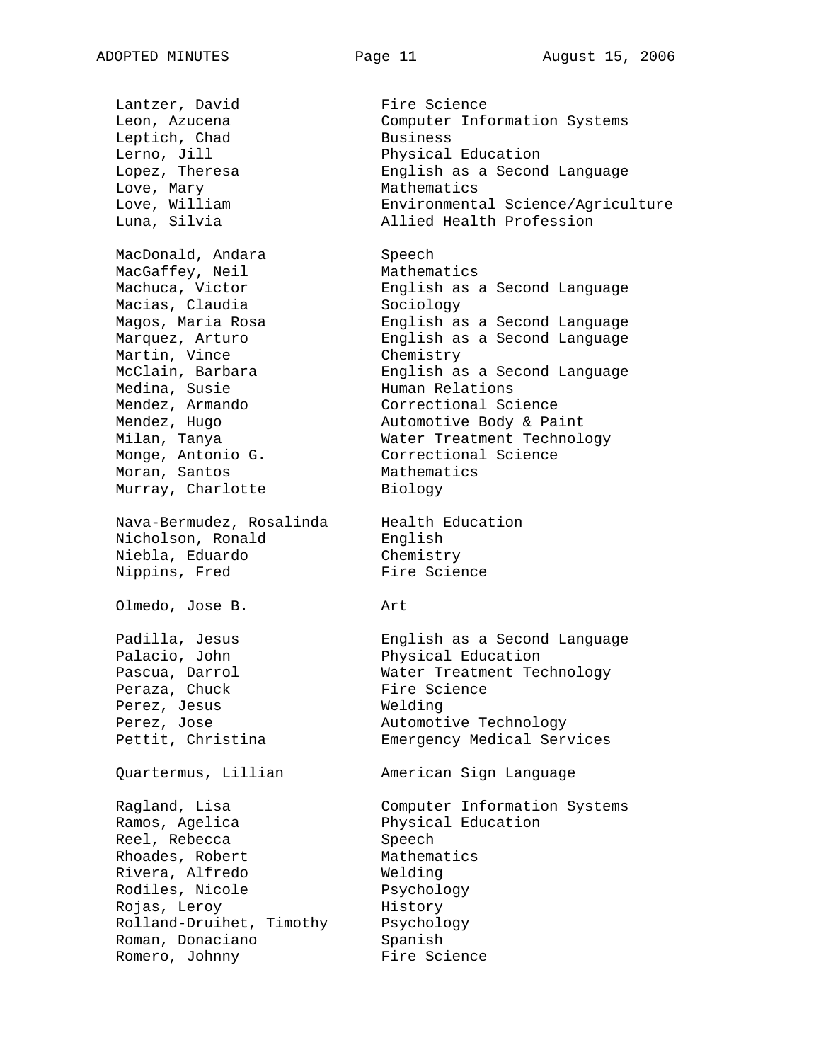| | |
|---|---|
| Lantzer, David | Fire Science |
| Leon, Azucena | Computer Information Systems |
| Leptich, Chad | Business |
| Lerno, Jill | Physical Education |
| Lopez, Theresa | English as a Second Language |
| Love, Mary | Mathematics |
| Love, William | Environmental Science/Agriculture |
| Luna, Silvia | Allied Health Profession |
| | |
| MacDonald, Andara | Speech |
| MacGaffey, Neil | Mathematics |
| Machuca, Victor | English as a Second Language |
| Macias, Claudia | Sociology |
| Magos, Maria Rosa | English as a Second Language |
| Marquez, Arturo | English as a Second Language |
| Martin, Vince | Chemistry |
| McClain, Barbara | English as a Second Language |
| Medina, Susie | Human Relations |
| Mendez, Armando | Correctional Science |
| Mendez, Hugo | Automotive Body & Paint |
| Milan, Tanya | Water Treatment Technology |
| Monge, Antonio G. | Correctional Science |
| Moran, Santos | Mathematics |
| Murray, Charlotte | Biology |
| | |
| Nava-Bermudez, Rosalinda | Health Education |
| Nicholson, Ronald | English |
| Niebla, Eduardo | Chemistry |
| Nippins, Fred | Fire Science |
| | |
| Olmedo, Jose B. | Art |
| | |
| Padilla, Jesus | English as a Second Language |
| Palacio, John | Physical Education |
| Pascua, Darrol | Water Treatment Technology |
| Peraza, Chuck | Fire Science |
| Perez, Jesus | Welding |
| Perez, Jose | Automotive Technology |
| Pettit, Christina | Emergency Medical Services |
| | |
| Quartermus, Lillian | American Sign Language |
| | |
| Ragland, Lisa | Computer Information Systems |
| Ramos, Agelica | Physical Education |
| Reel, Rebecca | Speech |
| Rhoades, Robert | Mathematics |
| Rivera, Alfredo | Welding |
| Rodiles, Nicole | Psychology |
| Rojas, Leroy | History |
| Rolland-Druihet, Timothy | Psychology |
| Roman, Donaciano | Spanish |
| Romero, Johnny | Fire Science |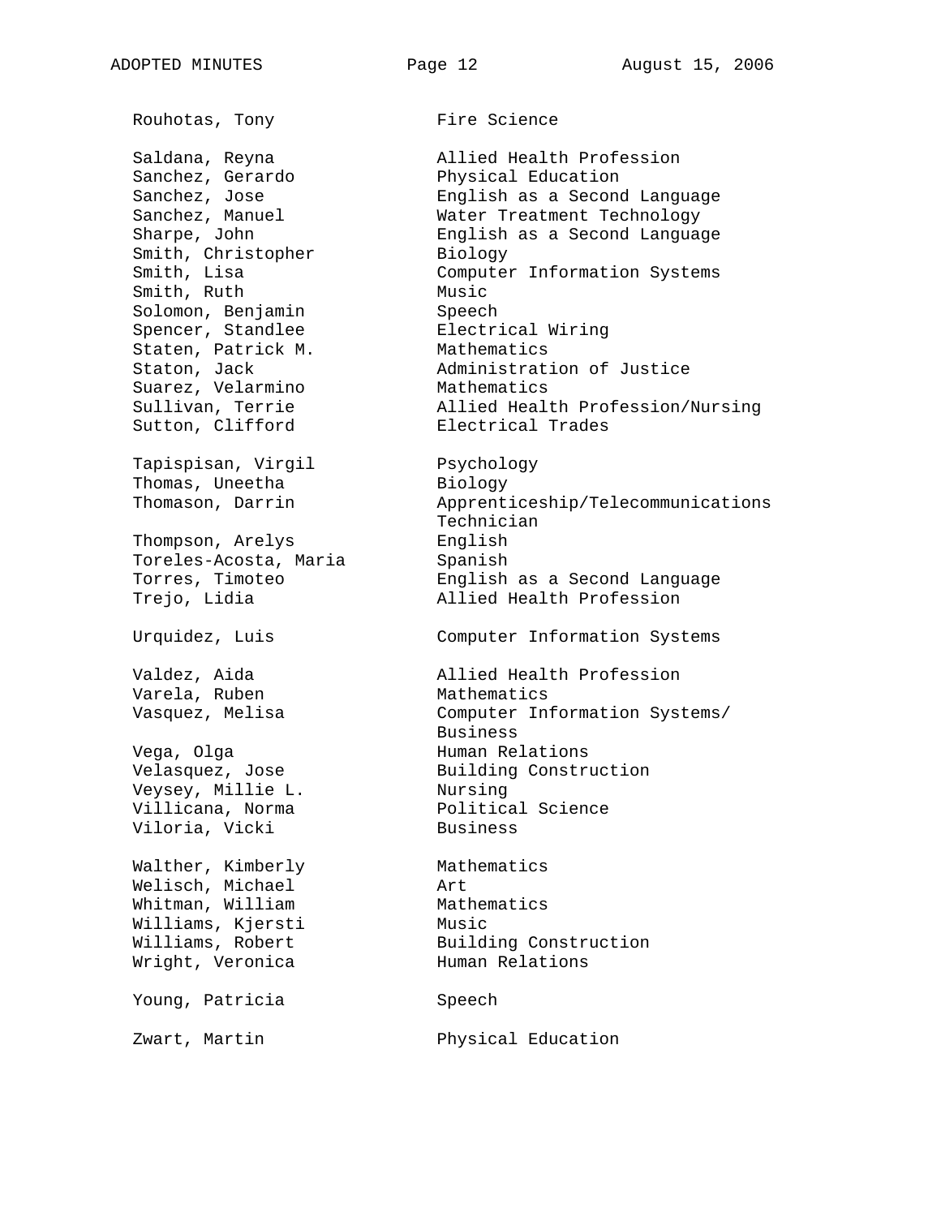| | |
|---|---|
| Rouhotas, Tony | Fire Science |
| Saldana, Reyna | Allied Health Profession |
| Sanchez, Gerardo | Physical Education |
| Sanchez, Jose | English as a Second Language |
| Sanchez, Manuel | Water Treatment Technology |
| Sharpe, John | English as a Second Language |
| Smith, Christopher | Biology |
| Smith, Lisa | Computer Information Systems |
| Smith, Ruth | Music |
| Solomon, Benjamin | Speech |
| Spencer, Standlee | Electrical Wiring |
| Staten, Patrick M. | Mathematics |
| Staton, Jack | Administration of Justice |
| Suarez, Velarmino | Mathematics |
| Sullivan, Terrie | Allied Health Profession/Nursing |
| Sutton, Clifford | Electrical Trades |
| Tapispisan, Virgil | Psychology |
| Thomas, Uneetha | Biology |
| Thomason, Darrin | Apprenticeship/Telecommunications Technician |
| Thompson, Arelys | English |
| Toreles-Acosta, Maria | Spanish |
| Torres, Timoteo | English as a Second Language |
| Trejo, Lidia | Allied Health Profession |
| Urquidez, Luis | Computer Information Systems |
| Valdez, Aida | Allied Health Profession |
| Varela, Ruben | Mathematics |
| Vasquez, Melisa | Computer Information Systems/ Business |
| Vega, Olga | Human Relations |
| Velasquez, Jose | Building Construction |
| Veysey, Millie L. | Nursing |
| Villicana, Norma | Political Science |
| Viloria, Vicki | Business |
| Walther, Kimberly | Mathematics |
| Welisch, Michael | Art |
| Whitman, William | Mathematics |
| Williams, Kjersti | Music |
| Williams, Robert | Building Construction |
| Wright, Veronica | Human Relations |
| Young, Patricia | Speech |
| Zwart, Martin | Physical Education |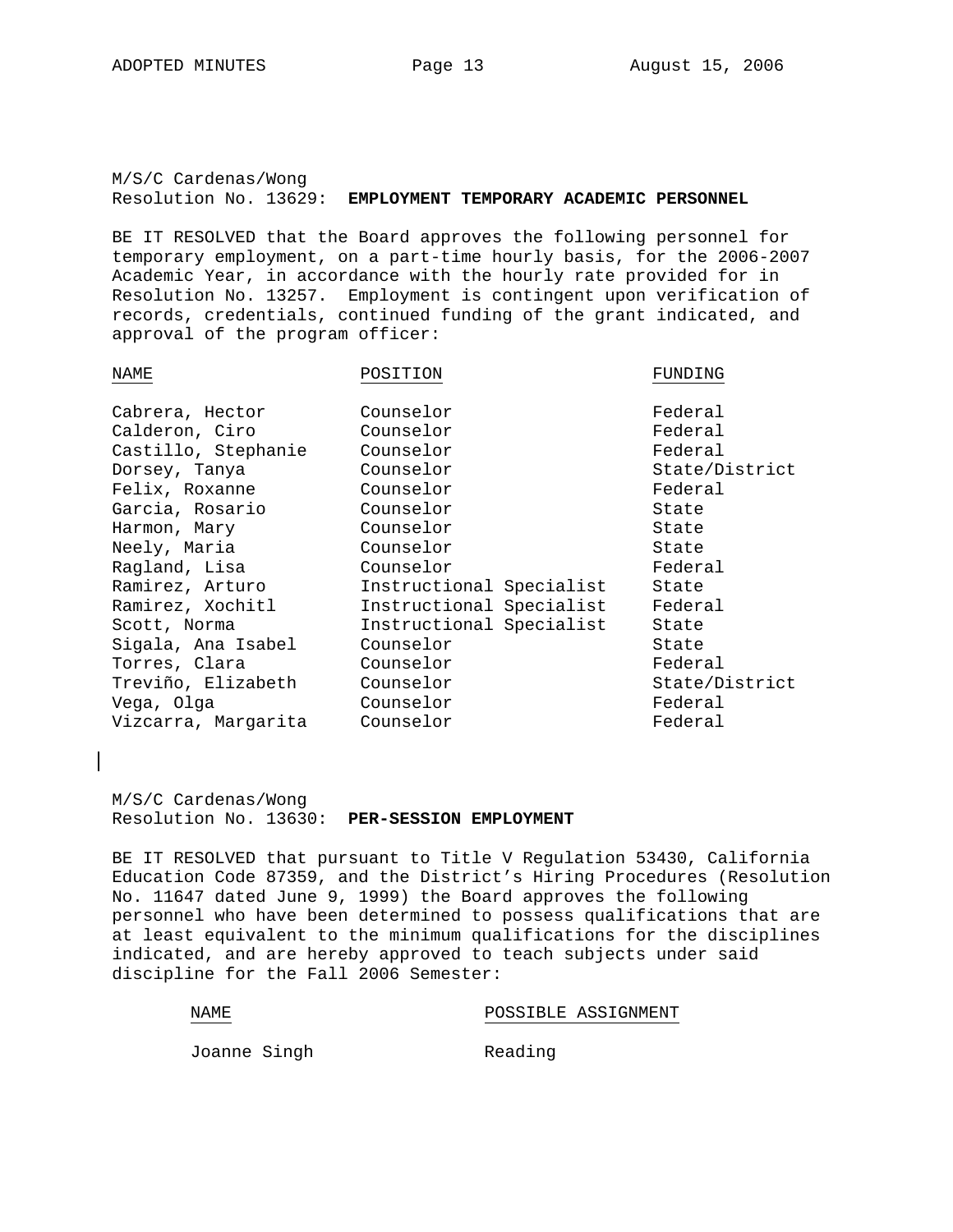M/S/C Cardenas/Wong
Resolution No. 13629: **EMPLOYMENT TEMPORARY ACADEMIC PERSONNEL**

BE IT RESOLVED that the Board approves the following personnel for temporary employment, on a part-time hourly basis, for the 2006-2007 Academic Year, in accordance with the hourly rate provided for in Resolution No. 13257. Employment is contingent upon verification of records, credentials, continued funding of the grant indicated, and approval of the program officer:

| NAME | POSITION | FUNDING |
|---|---|---|
| Cabrera, Hector | Counselor | Federal |
| Calderon, Ciro | Counselor | Federal |
| Castillo, Stephanie | Counselor | Federal |
| Dorsey, Tanya | Counselor | State/District |
| Felix, Roxanne | Counselor | Federal |
| Garcia, Rosario | Counselor | State |
| Harmon, Mary | Counselor | State |
| Neely, Maria | Counselor | State |
| Ragland, Lisa | Counselor | Federal |
| Ramirez, Arturo | Instructional Specialist | State |
| Ramirez, Xochitl | Instructional Specialist | Federal |
| Scott, Norma | Instructional Specialist | State |
| Sigala, Ana Isabel | Counselor | State |
| Torres, Clara | Counselor | Federal |
| Treviño, Elizabeth | Counselor | State/District |
| Vega, Olga | Counselor | Federal |
| Vizcarra, Margarita | Counselor | Federal |

M/S/C Cardenas/Wong
Resolution No. 13630: **PER-SESSION EMPLOYMENT**

BE IT RESOLVED that pursuant to Title V Regulation 53430, California Education Code 87359, and the District's Hiring Procedures (Resolution No. 11647 dated June 9, 1999) the Board approves the following personnel who have been determined to possess qualifications that are at least equivalent to the minimum qualifications for the disciplines indicated, and are hereby approved to teach subjects under said discipline for the Fall 2006 Semester:

| NAME | POSSIBLE ASSIGNMENT |
|---|---|
| Joanne Singh | Reading |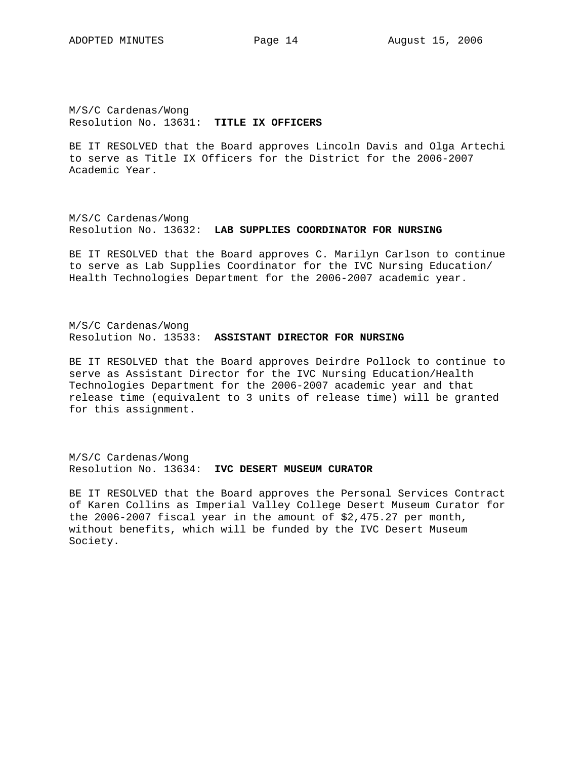M/S/C Cardenas/Wong
Resolution No. 13631: **TITLE IX OFFICERS**

BE IT RESOLVED that the Board approves Lincoln Davis and Olga Artechi to serve as Title IX Officers for the District for the 2006-2007 Academic Year.

M/S/C Cardenas/Wong
Resolution No. 13632: **LAB SUPPLIES COORDINATOR FOR NURSING**

BE IT RESOLVED that the Board approves C. Marilyn Carlson to continue to serve as Lab Supplies Coordinator for the IVC Nursing Education/ Health Technologies Department for the 2006-2007 academic year.

M/S/C Cardenas/Wong
Resolution No. 13533: **ASSISTANT DIRECTOR FOR NURSING**

BE IT RESOLVED that the Board approves Deirdre Pollock to continue to serve as Assistant Director for the IVC Nursing Education/Health Technologies Department for the 2006-2007 academic year and that release time (equivalent to 3 units of release time) will be granted for this assignment.

M/S/C Cardenas/Wong
Resolution No. 13634: **IVC DESERT MUSEUM CURATOR**

BE IT RESOLVED that the Board approves the Personal Services Contract of Karen Collins as Imperial Valley College Desert Museum Curator for the 2006-2007 fiscal year in the amount of $2,475.27 per month, without benefits, which will be funded by the IVC Desert Museum Society.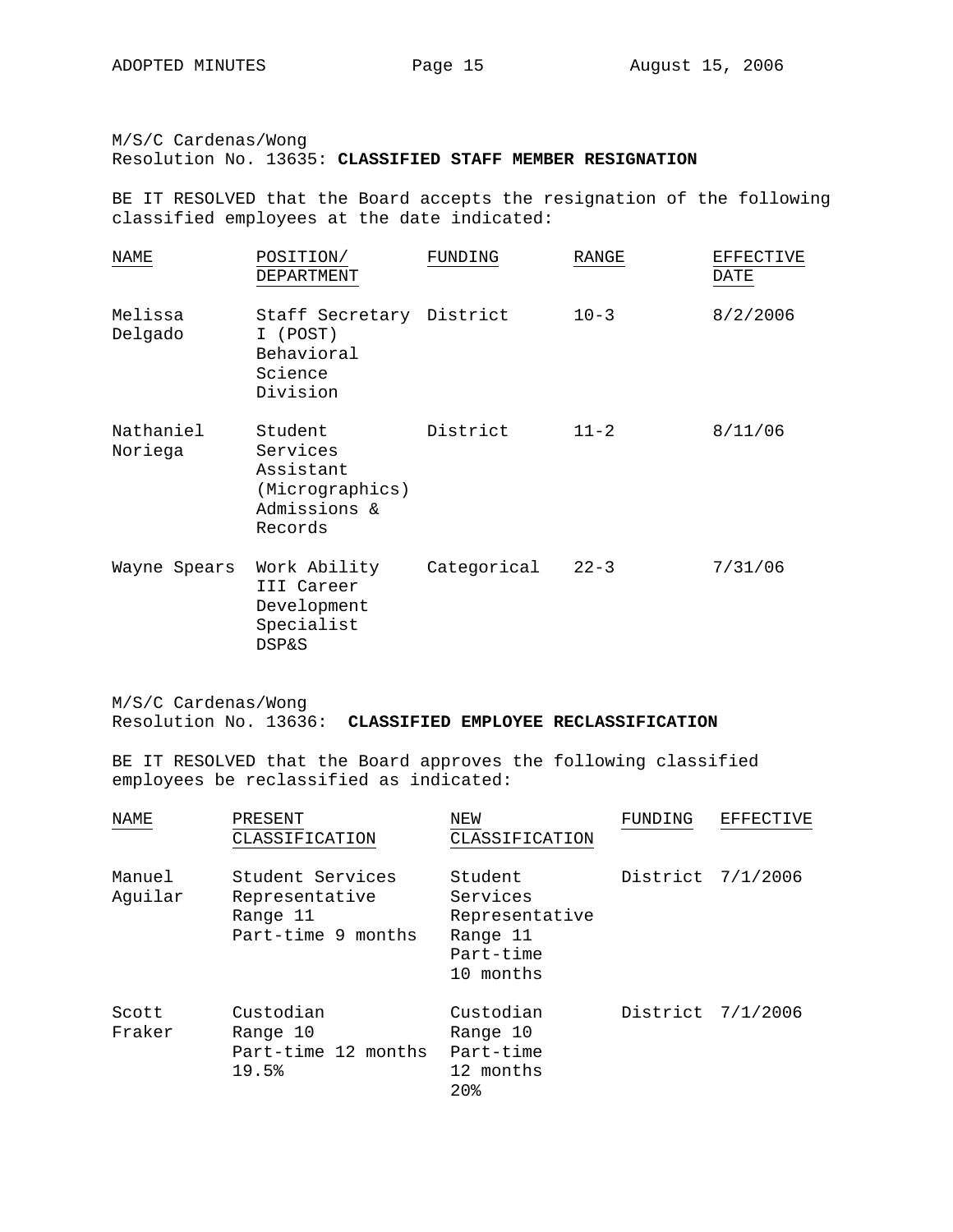M/S/C Cardenas/Wong
Resolution No. 13635: **CLASSIFIED STAFF MEMBER RESIGNATION**

BE IT RESOLVED that the Board accepts the resignation of the following classified employees at the date indicated:

| NAME | POSITION/ DEPARTMENT | FUNDING | RANGE | EFFECTIVE DATE |
|---|---|---|---|---|
| Melissa Delgado | Staff Secretary I (POST) Behavioral Science Division | District | 10-3 | 8/2/2006 |
| Nathaniel Noriega | Student Services Assistant (Micrographics) Admissions & Records | District | 11-2 | 8/11/06 |
| Wayne Spears | Work Ability III Career Development Specialist DSP&S | Categorical | 22-3 | 7/31/06 |

M/S/C Cardenas/Wong
Resolution No. 13636: **CLASSIFIED EMPLOYEE RECLASSIFICATION**

BE IT RESOLVED that the Board approves the following classified employees be reclassified as indicated:

| NAME | PRESENT CLASSIFICATION | NEW CLASSIFICATION | FUNDING | EFFECTIVE |
|---|---|---|---|---|
| Manuel Aguilar | Student Services Representative Range 11 Part-time 9 months | Student Services Representative Range 11 Part-time 10 months | District | 7/1/2006 |
| Scott Fraker | Custodian Range 10 Part-time 12 months 19.5% | Custodian Range 10 Part-time 12 months 20% | District | 7/1/2006 |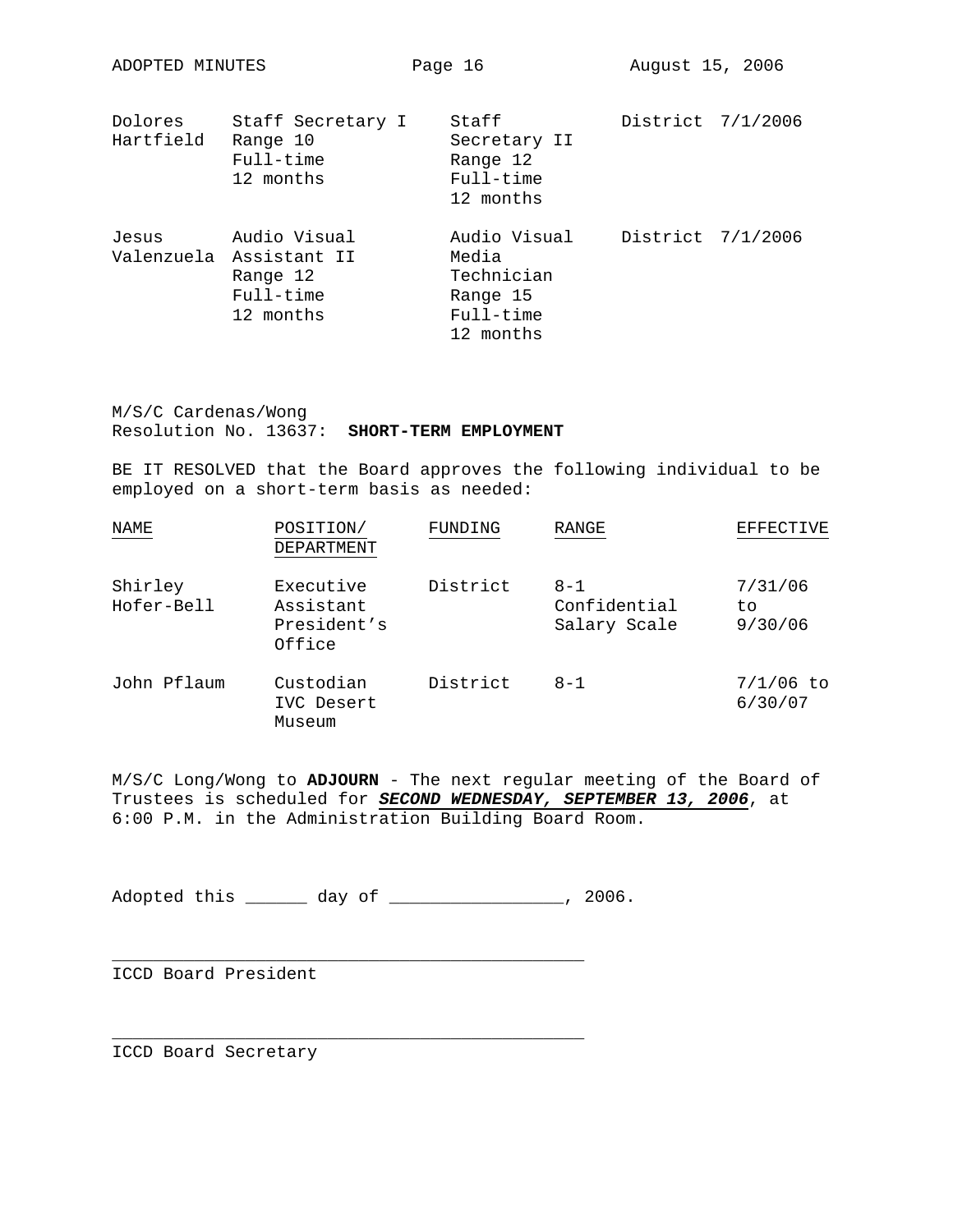| | | | | |
|---|---|---|---|---|
| Dolores Hartfield | Staff Secretary I Range 10 Full-time 12 months | Staff Secretary II Range 12 Full-time 12 months | District | 7/1/2006 |
| Jesus Valenzuela | Audio Visual Assistant II Range 12 Full-time 12 months | Audio Visual Media Technician Range 15 Full-time 12 months | District | 7/1/2006 |

M/S/C Cardenas/Wong
Resolution No. 13637: **SHORT-TERM EMPLOYMENT**

BE IT RESOLVED that the Board approves the following individual to be employed on a short-term basis as needed:

| NAME | POSITION/ DEPARTMENT | FUNDING | RANGE | EFFECTIVE |
|---|---|---|---|---|
| Shirley Hofer-Bell | Executive Assistant President's Office | District | 8-1 Confidential Salary Scale | 7/31/06 to 9/30/06 |
| John Pflaum | Custodian IVC Desert Museum | District | 8-1 | 7/1/06 to 6/30/07 |

M/S/C Long/Wong to **ADJOURN** - The next regular meeting of the Board of Trustees is scheduled for ***SECOND WEDNESDAY, SEPTEMBER 13, 2006***, at 6:00 P.M. in the Administration Building Board Room.

Adopted this ______ day of ________________, 2006.

_______________________________________________
ICCD Board President

_______________________________________________
ICCD Board Secretary